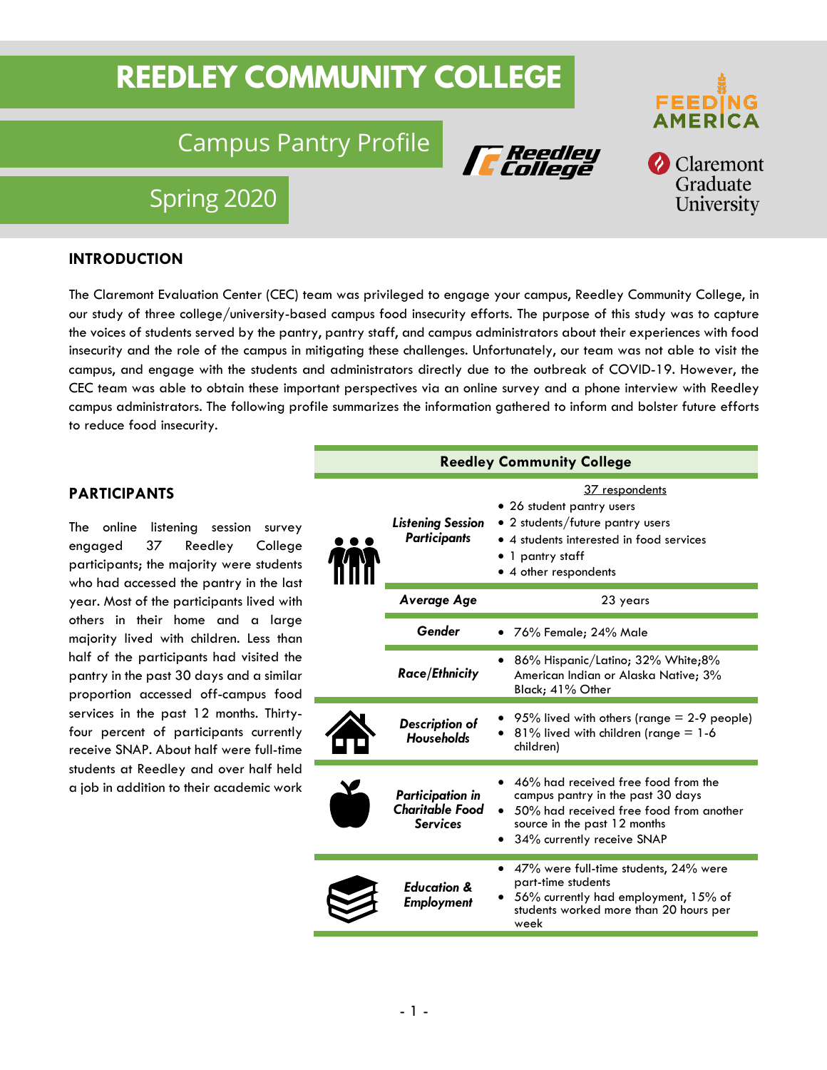# REEDLEY COMMUNITY COLLEGE

## Campus Pantry Profile

## Spring 2020

Reedley College

FEEDING AMERICA

Claremont Graduate University

### INTRODUCTION

The Claremont Evaluation Center (CEC) team was privileged to engage your campus, Reedley Community College, in our study of three college/university-based campus food insecurity efforts. The purpose of this study was to capture the voices of students served by the pantry, pantry staff, and campus administrators about their experiences with food insecurity and the role of the campus in mitigating these challenges. Unfortunately, our team was not able to visit the campus, and engage with the students and administrators directly due to the outbreak of COVID-19. However, the CEC team was able to obtain these important perspectives via an online survey and a phone interview with Reedley campus administrators. The following profile summarizes the information gathered to inform and bolster future efforts to reduce food insecurity.

### PARTICIPANTS

The online listening session survey engaged 37 Reedley College participants; the majority were students who had accessed the pantry in the last year. Most of the participants lived with others in their home and a large majority lived with children. Less than half of the participants had visited the pantry in the past 30 days and a similar proportion accessed off-campus food services in the past 12 months. Thirty-four percent of participants currently receive SNAP. About half were full-time students at Reedley and over half held a job in addition to their academic work

| Reedley Community College | |
|---|---|
| ***Listening Session Participants*** | 37 respondents<br>• 26 student pantry users<br>• 2 students/future pantry users<br>• 4 students interested in food services<br>• 1 pantry staff<br>• 4 other respondents |
| ***Average Age*** | 23 years |
| ***Gender*** | • 76% Female; 24% Male |
| ***Race/Ethnicity*** | • 86% Hispanic/Latino; 32% White;8% American Indian or Alaska Native; 3% Black; 41% Other |
| ***Description of Households*** | • 95% lived with others (range = 2-9 people)<br>• 81% lived with children (range = 1-6 children) |
| ***Participation in Charitable Food Services*** | • 46% had received free food from the campus pantry in the past 30 days<br>• 50% had received free food from another source in the past 12 months<br>• 34% currently receive SNAP |
| ***Education & Employment*** | • 47% were full-time students, 24% were part-time students<br>• 56% currently had employment, 15% of students worked more than 20 hours per week |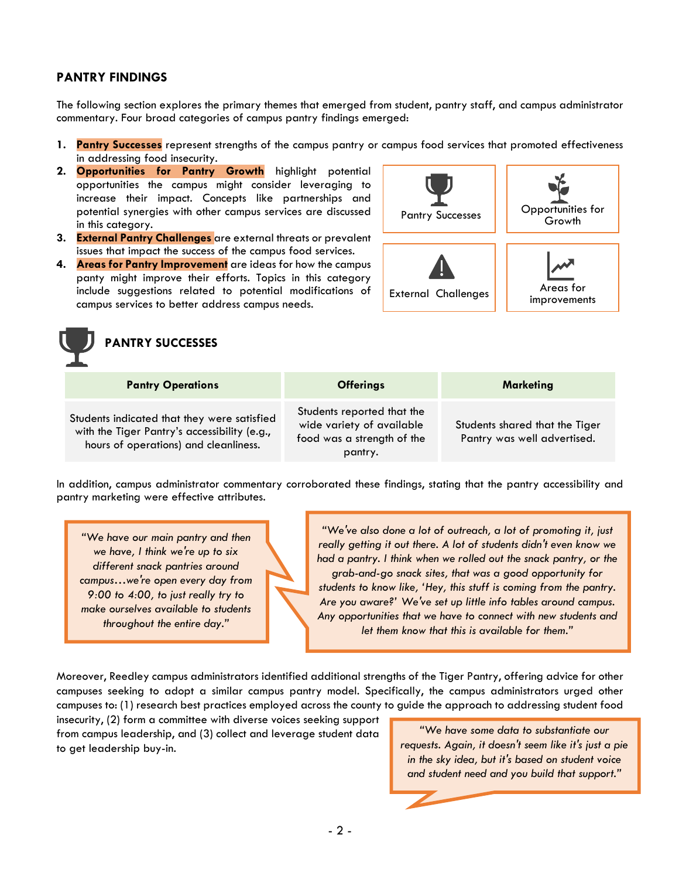## PANTRY FINDINGS

The following section explores the primary themes that emerged from student, pantry staff, and campus administrator commentary. Four broad categories of campus pantry findings emerged:

1. **Pantry Successes** represent strengths of the campus pantry or campus food services that promoted effectiveness in addressing food insecurity.
2. **Opportunities for Pantry Growth** highlight potential opportunities the campus might consider leveraging to increase their impact. Concepts like partnerships and potential synergies with other campus services are discussed in this category.
3. **External Pantry Challenges** are external threats or prevalent issues that impact the success of the campus food services.
4. **Areas for Pantry Improvement** are ideas for how the campus panty might improve their efforts. Topics in this category include suggestions related to potential modifications of campus services to better address campus needs.

Pantry Successes | Opportunities for Growth | External Challenges | Areas for improvements

## PANTRY SUCCESSES

| Pantry Operations | Offerings | Marketing |
|---|---|---|
| Students indicated that they were satisfied with the Tiger Pantry's accessibility (e.g., hours of operations) and cleanliness. | Students reported that the wide variety of available food was a strength of the pantry. | Students shared that the Tiger Pantry was well advertised. |

In addition, campus administrator commentary corroborated these findings, stating that the pantry accessibility and pantry marketing were effective attributes.

> *"We have our main pantry and then we have, I think we're up to six different snack pantries around campus…we're open every day from 9:00 to 4:00, to just really try to make ourselves available to students throughout the entire day."*

> *"We've also done a lot of outreach, a lot of promoting it, just really getting it out there. A lot of students didn't even know we had a pantry. I think when we rolled out the snack pantry, or the grab-and-go snack sites, that was a good opportunity for students to know like, 'Hey, this stuff is coming from the pantry. Are you aware?' We've set up little info tables around campus. Any opportunities that we have to connect with new students and let them know that this is available for them."*

Moreover, Reedley campus administrators identified additional strengths of the Tiger Pantry, offering advice for other campuses seeking to adopt a similar campus pantry model. Specifically, the campus administrators urged other campuses to: (1) research best practices employed across the county to guide the approach to addressing student food insecurity, (2) form a committee with diverse voices seeking support from campus leadership, and (3) collect and leverage student data to get leadership buy-in.

> *"We have some data to substantiate our requests. Again, it doesn't seem like it's just a pie in the sky idea, but it's based on student voice and student need and you build that support."*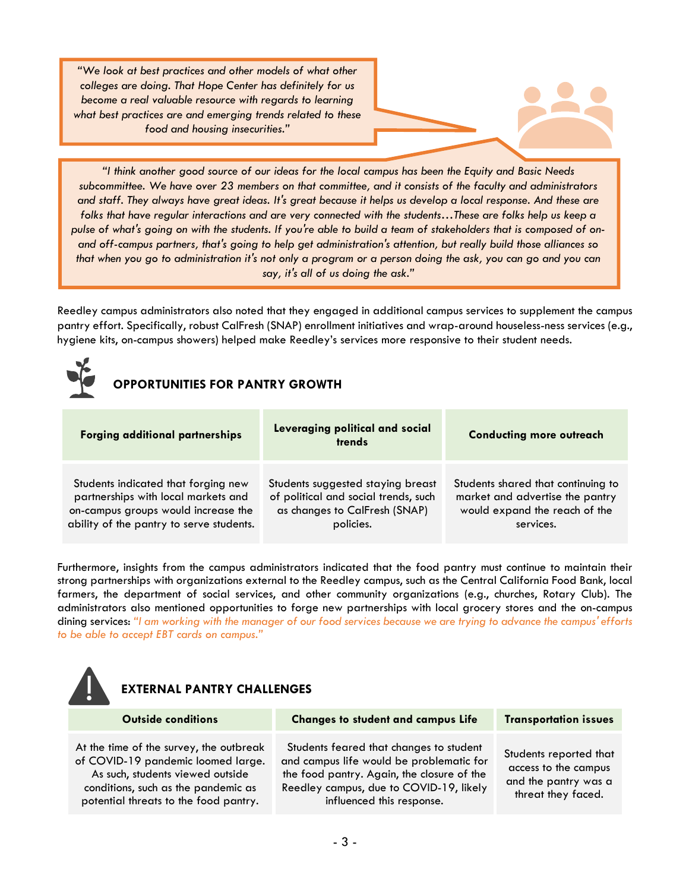> *"We look at best practices and other models of what other colleges are doing. That Hope Center has definitely for us become a real valuable resource with regards to learning what best practices are and emerging trends related to these food and housing insecurities."*

> *"I think another good source of our ideas for the local campus has been the Equity and Basic Needs subcommittee. We have over 23 members on that committee, and it consists of the faculty and administrators and staff. They always have great ideas. It's great because it helps us develop a local response. And these are folks that have regular interactions and are very connected with the students…These are folks help us keep a pulse of what's going on with the students. If you're able to build a team of stakeholders that is composed of on- and off-campus partners, that's going to help get administration's attention, but really build those alliances so that when you go to administration it's not only a program or a person doing the ask, you can go and you can say, it's all of us doing the ask."*

Reedley campus administrators also noted that they engaged in additional campus services to supplement the campus pantry effort. Specifically, robust CalFresh (SNAP) enrollment initiatives and wrap-around houseless-ness services (e.g., hygiene kits, on-campus showers) helped make Reedley's services more responsive to their student needs.

## OPPORTUNITIES FOR PANTRY GROWTH

| Forging additional partnerships | Leveraging political and social trends | Conducting more outreach |
|---|---|---|
| Students indicated that forging new partnerships with local markets and on-campus groups would increase the ability of the pantry to serve students. | Students suggested staying breast of political and social trends, such as changes to CalFresh (SNAP) policies. | Students shared that continuing to market and advertise the pantry would expand the reach of the services. |

Furthermore, insights from the campus administrators indicated that the food pantry must continue to maintain their strong partnerships with organizations external to the Reedley campus, such as the Central California Food Bank, local farmers, the department of social services, and other community organizations (e.g., churches, Rotary Club). The administrators also mentioned opportunities to forge new partnerships with local grocery stores and the on-campus dining services: *"I am working with the manager of our food services because we are trying to advance the campus' efforts to be able to accept EBT cards on campus."*

## EXTERNAL PANTRY CHALLENGES

| Outside conditions | Changes to student and campus Life | Transportation issues |
|---|---|---|
| At the time of the survey, the outbreak of COVID-19 pandemic loomed large. As such, students viewed outside conditions, such as the pandemic as potential threats to the food pantry. | Students feared that changes to student and campus life would be problematic for the food pantry. Again, the closure of the Reedley campus, due to COVID-19, likely influenced this response. | Students reported that access to the campus and the pantry was a threat they faced. |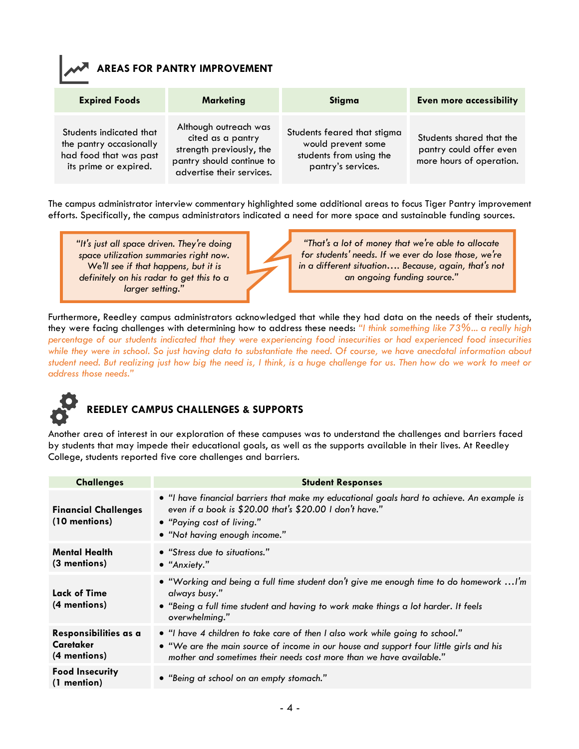## AREAS FOR PANTRY IMPROVEMENT

| Expired Foods | Marketing | Stigma | Even more accessibility |
|---|---|---|---|
| Students indicated that the pantry occasionally had food that was past its prime or expired. | Although outreach was cited as a pantry strength previously, the pantry should continue to advertise their services. | Students feared that stigma would prevent some students from using the pantry's services. | Students shared that the pantry could offer even more hours of operation. |

The campus administrator interview commentary highlighted some additional areas to focus Tiger Pantry improvement efforts. Specifically, the campus administrators indicated a need for more space and sustainable funding sources.

*"It's just all space driven. They're doing space utilization summaries right now. We'll see if that happens, but it is definitely on his radar to get this to a larger setting."*

*"That's a lot of money that we're able to allocate for students' needs. If we ever do lose those, we're in a different situation…. Because, again, that's not an ongoing funding source."*

Furthermore, Reedley campus administrators acknowledged that while they had data on the needs of their students, they were facing challenges with determining how to address these needs: *"I think something like 73%... a really high percentage of our students indicated that they were experiencing food insecurities or had experienced food insecurities while they were in school. So just having data to substantiate the need. Of course, we have anecdotal information about student need. But realizing just how big the need is, I think, is a huge challenge for us. Then how do we work to meet or address those needs."*

## REEDLEY CAMPUS CHALLENGES & SUPPORTS

Another area of interest in our exploration of these campuses was to understand the challenges and barriers faced by students that may impede their educational goals, as well as the supports available in their lives. At Reedley College, students reported five core challenges and barriers.

| Challenges | Student Responses |
|---|---|
| **Financial Challenges (10 mentions)** | • *"I have financial barriers that make my educational goals hard to achieve. An example is even if a book is $20.00 that's $20.00 I don't have."*<br>• *"Paying cost of living."*<br>• *"Not having enough income."* |
| **Mental Health (3 mentions)** | • *"Stress due to situations."*<br>• *"Anxiety."* |
| **Lack of Time (4 mentions)** | • *"Working and being a full time student don't give me enough time to do homework …I'm always busy."*<br>• *"Being a full time student and having to work make things a lot harder. It feels overwhelming."* |
| **Responsibilities as a Caretaker (4 mentions)** | • *"I have 4 children to take care of then I also work while going to school."*<br>• *"We are the main source of income in our house and support four little girls and his mother and sometimes their needs cost more than we have available."* |
| **Food Insecurity (1 mention)** | • *"Being at school on an empty stomach."* |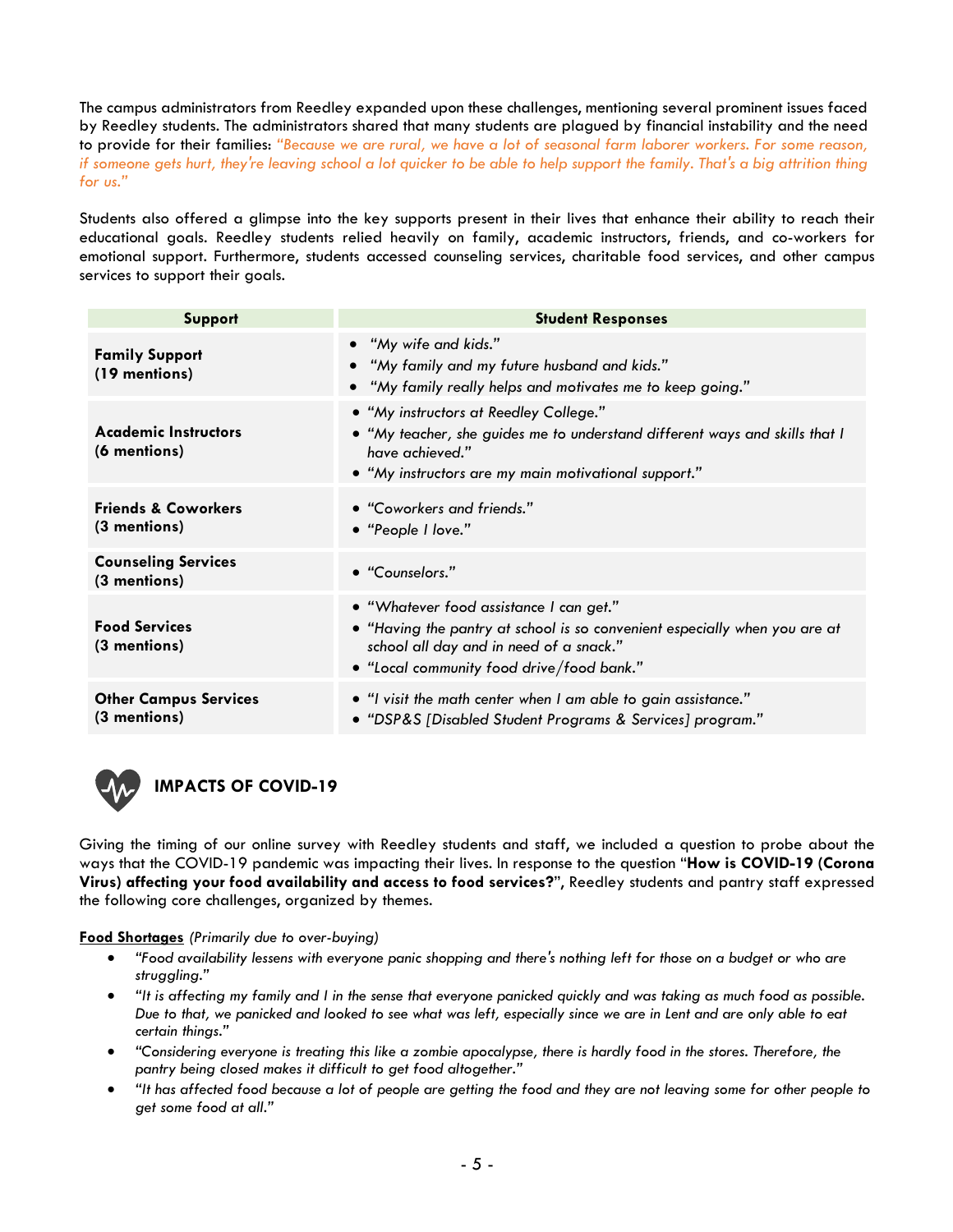The campus administrators from Reedley expanded upon these challenges, mentioning several prominent issues faced by Reedley students. The administrators shared that many students are plagued by financial instability and the need to provide for their families: *"Because we are rural, we have a lot of seasonal farm laborer workers. For some reason, if someone gets hurt, they're leaving school a lot quicker to be able to help support the family. That's a big attrition thing for us."*

Students also offered a glimpse into the key supports present in their lives that enhance their ability to reach their educational goals. Reedley students relied heavily on family, academic instructors, friends, and co-workers for emotional support. Furthermore, students accessed counseling services, charitable food services, and other campus services to support their goals.

| Support | Student Responses |
| --- | --- |
| **Family Support (19 mentions)** | • *"My wife and kids."*<br>• *"My family and my future husband and kids."*<br>• *"My family really helps and motivates me to keep going."* |
| **Academic Instructors (6 mentions)** | • *"My instructors at Reedley College."*<br>• *"My teacher, she guides me to understand different ways and skills that I have achieved."*<br>• *"My instructors are my main motivational support."* |
| **Friends & Coworkers (3 mentions)** | • *"Coworkers and friends."*<br>• *"People I love."* |
| **Counseling Services (3 mentions)** | • *"Counselors."* |
| **Food Services (3 mentions)** | • *"Whatever food assistance I can get."*<br>• *"Having the pantry at school is so convenient especially when you are at school all day and in need of a snack."*<br>• *"Local community food drive/food bank."* |
| **Other Campus Services (3 mentions)** | • *"I visit the math center when I am able to gain assistance."*<br>• *"DSP&S [Disabled Student Programs & Services] program."* |

## IMPACTS OF COVID-19

Giving the timing of our online survey with Reedley students and staff, we included a question to probe about the ways that the COVID-19 pandemic was impacting their lives. In response to the question "**How is COVID-19 (Corona Virus) affecting your food availability and access to food services?**", Reedley students and pantry staff expressed the following core challenges, organized by themes.

**Food Shortages** *(Primarily due to over-buying)*

- *"Food availability lessens with everyone panic shopping and there's nothing left for those on a budget or who are struggling."*
- *"It is affecting my family and I in the sense that everyone panicked quickly and was taking as much food as possible. Due to that, we panicked and looked to see what was left, especially since we are in Lent and are only able to eat certain things."*
- *"Considering everyone is treating this like a zombie apocalypse, there is hardly food in the stores. Therefore, the pantry being closed makes it difficult to get food altogether."*
- *"It has affected food because a lot of people are getting the food and they are not leaving some for other people to get some food at all."*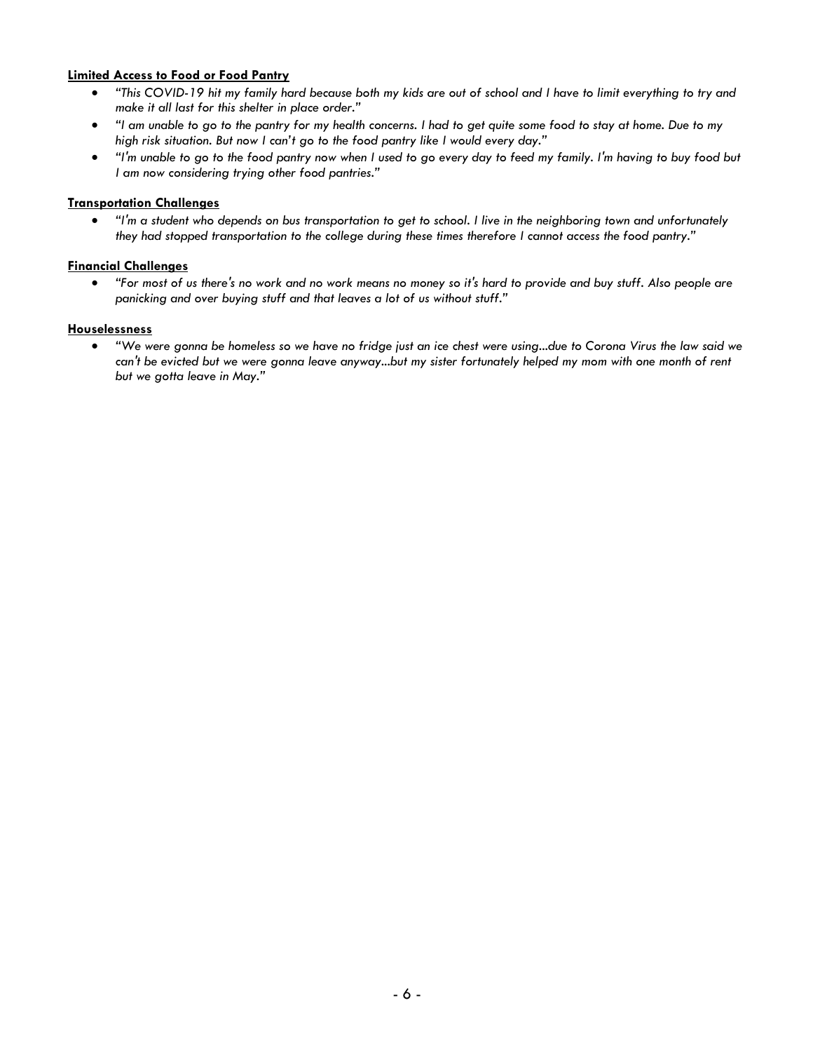**Limited Access to Food or Food Pantry**

- *"This COVID-19 hit my family hard because both my kids are out of school and I have to limit everything to try and make it all last for this shelter in place order."*
- *"I am unable to go to the pantry for my health concerns. I had to get quite some food to stay at home. Due to my high risk situation. But now I can't go to the food pantry like I would every day."*
- *"I'm unable to go to the food pantry now when I used to go every day to feed my family. I'm having to buy food but I am now considering trying other food pantries."*

**Transportation Challenges**

- *"I'm a student who depends on bus transportation to get to school. I live in the neighboring town and unfortunately they had stopped transportation to the college during these times therefore I cannot access the food pantry."*

**Financial Challenges**

- *"For most of us there's no work and no work means no money so it's hard to provide and buy stuff. Also people are panicking and over buying stuff and that leaves a lot of us without stuff."*

**Houselessness**

- *"We were gonna be homeless so we have no fridge just an ice chest were using...due to Corona Virus the law said we can't be evicted but we were gonna leave anyway...but my sister fortunately helped my mom with one month of rent but we gotta leave in May."*